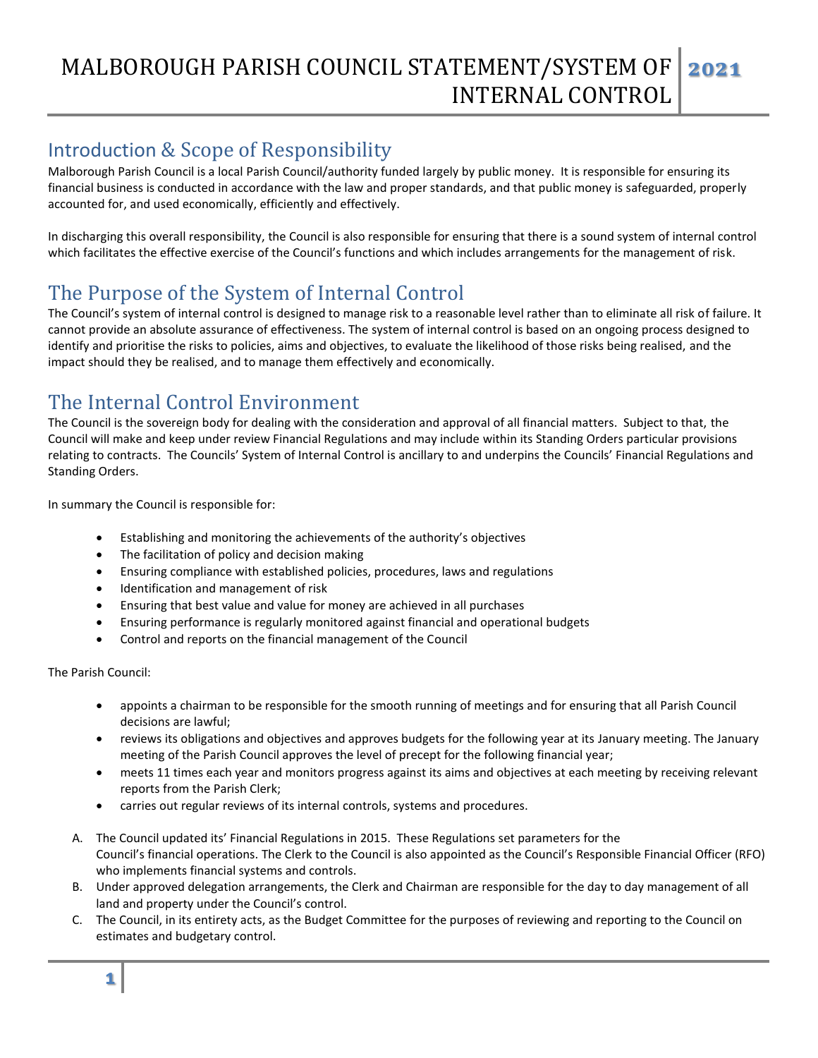# MALBOROUGH PARISH COUNCIL STATEMENT/SYSTEM OF INTERNAL CONTROL 2021

## Introduction & Scope of Responsibility

Malborough Parish Council is a local Parish Council/authority funded largely by public money. It is responsible for ensuring its financial business is conducted in accordance with the law and proper standards, and that public money is safeguarded, properly accounted for, and used economically, efficiently and effectively.

In discharging this overall responsibility, the Council is also responsible for ensuring that there is a sound system of internal control which facilitates the effective exercise of the Council's functions and which includes arrangements for the management of risk.

## The Purpose of the System of Internal Control

The Council's system of internal control is designed to manage risk to a reasonable level rather than to eliminate all risk of failure. It cannot provide an absolute assurance of effectiveness. The system of internal control is based on an ongoing process designed to identify and prioritise the risks to policies, aims and objectives, to evaluate the likelihood of those risks being realised, and the impact should they be realised, and to manage them effectively and economically.

## The Internal Control Environment

The Council is the sovereign body for dealing with the consideration and approval of all financial matters. Subject to that, the Council will make and keep under review Financial Regulations and may include within its Standing Orders particular provisions relating to contracts. The Councils' System of Internal Control is ancillary to and underpins the Councils' Financial Regulations and Standing Orders.

In summary the Council is responsible for:

- Establishing and monitoring the achievements of the authority's objectives
- The facilitation of policy and decision making
- Ensuring compliance with established policies, procedures, laws and regulations
- Identification and management of risk
- Ensuring that best value and value for money are achieved in all purchases
- Ensuring performance is regularly monitored against financial and operational budgets
- Control and reports on the financial management of the Council

The Parish Council:

- appoints a chairman to be responsible for the smooth running of meetings and for ensuring that all Parish Council decisions are lawful;
- reviews its obligations and objectives and approves budgets for the following year at its January meeting. The January meeting of the Parish Council approves the level of precept for the following financial year;
- meets 11 times each year and monitors progress against its aims and objectives at each meeting by receiving relevant reports from the Parish Clerk;
- carries out regular reviews of its internal controls, systems and procedures.

A. The Council updated its' Financial Regulations in 2015. These Regulations set parameters for the Council's financial operations. The Clerk to the Council is also appointed as the Council's Responsible Financial Officer (RFO) who implements financial systems and controls.

B. Under approved delegation arrangements, the Clerk and Chairman are responsible for the day to day management of all land and property under the Council's control.

C. The Council, in its entirety acts, as the Budget Committee for the purposes of reviewing and reporting to the Council on estimates and budgetary control.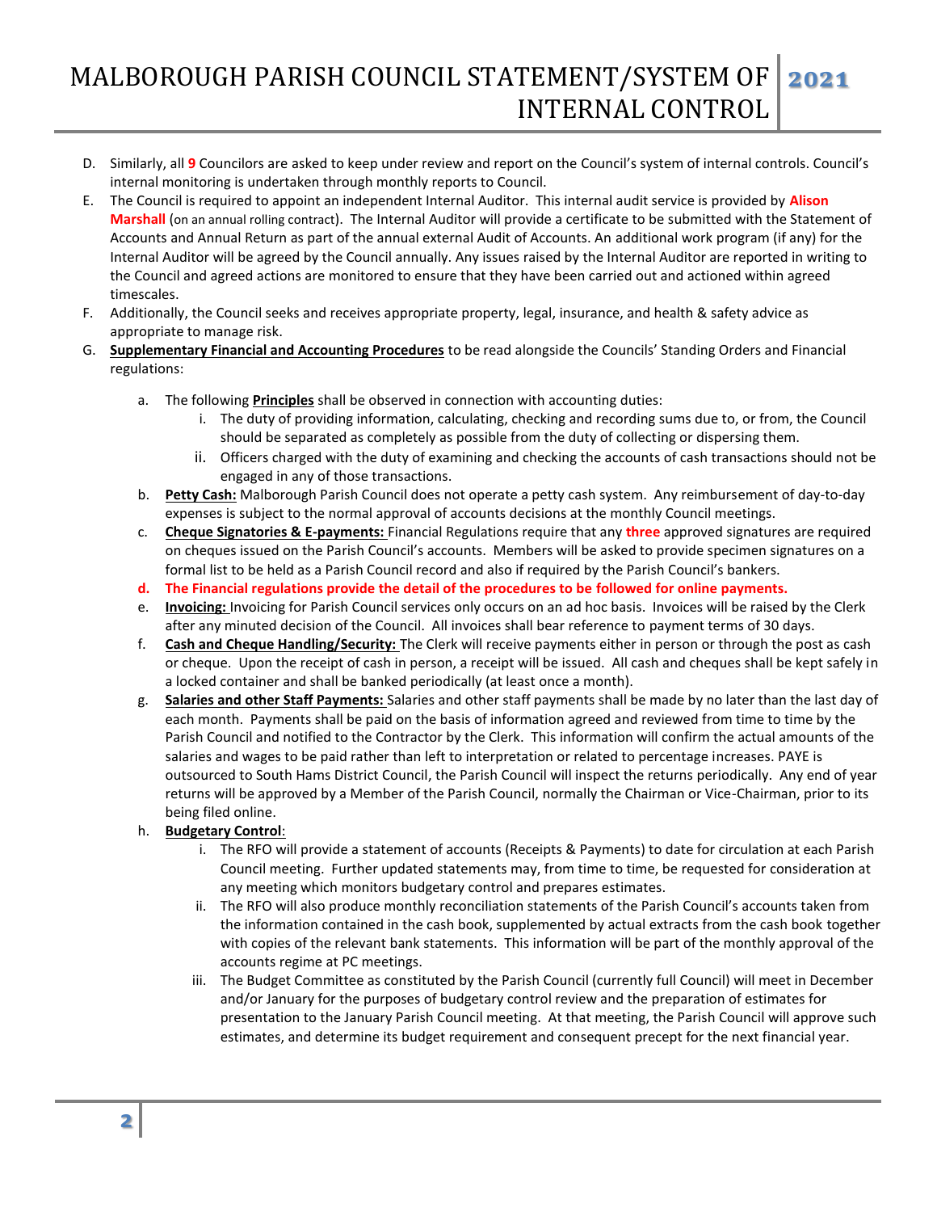D. Similarly, all **9** Councilors are asked to keep under review and report on the Council's system of internal controls. Council's internal monitoring is undertaken through monthly reports to Council.

E. The Council is required to appoint an independent Internal Auditor. This internal audit service is provided by **Alison Marshall** (on an annual rolling contract). The Internal Auditor will provide a certificate to be submitted with the Statement of Accounts and Annual Return as part of the annual external Audit of Accounts. An additional work program (if any) for the Internal Auditor will be agreed by the Council annually. Any issues raised by the Internal Auditor are reported in writing to the Council and agreed actions are monitored to ensure that they have been carried out and actioned within agreed timescales.

F. Additionally, the Council seeks and receives appropriate property, legal, insurance, and health & safety advice as appropriate to manage risk.

G. **Supplementary Financial and Accounting Procedures** to be read alongside the Councils' Standing Orders and Financial regulations:

   a. The following **Principles** shall be observed in connection with accounting duties:
      i. The duty of providing information, calculating, checking and recording sums due to, or from, the Council should be separated as completely as possible from the duty of collecting or dispersing them.
      ii. Officers charged with the duty of examining and checking the accounts of cash transactions should not be engaged in any of those transactions.

   b. **Petty Cash:** Malborough Parish Council does not operate a petty cash system. Any reimbursement of day-to-day expenses is subject to the normal approval of accounts decisions at the monthly Council meetings.

   c. **Cheque Signatories & E-payments:** Financial Regulations require that any **three** approved signatures are required on cheques issued on the Parish Council's accounts. Members will be asked to provide specimen signatures on a formal list to be held as a Parish Council record and also if required by the Parish Council's bankers.

   d. **The Financial regulations provide the detail of the procedures to be followed for online payments.**

   e. **Invoicing:** Invoicing for Parish Council services only occurs on an ad hoc basis. Invoices will be raised by the Clerk after any minuted decision of the Council. All invoices shall bear reference to payment terms of 30 days.

   f. **Cash and Cheque Handling/Security:** The Clerk will receive payments either in person or through the post as cash or cheque. Upon the receipt of cash in person, a receipt will be issued. All cash and cheques shall be kept safely in a locked container and shall be banked periodically (at least once a month).

   g. **Salaries and other Staff Payments:** Salaries and other staff payments shall be made by no later than the last day of each month. Payments shall be paid on the basis of information agreed and reviewed from time to time by the Parish Council and notified to the Contractor by the Clerk. This information will confirm the actual amounts of the salaries and wages to be paid rather than left to interpretation or related to percentage increases. PAYE is outsourced to South Hams District Council, the Parish Council will inspect the returns periodically. Any end of year returns will be approved by a Member of the Parish Council, normally the Chairman or Vice-Chairman, prior to its being filed online.

   h. **Budgetary Control**:
      i. The RFO will provide a statement of accounts (Receipts & Payments) to date for circulation at each Parish Council meeting. Further updated statements may, from time to time, be requested for consideration at any meeting which monitors budgetary control and prepares estimates.
      ii. The RFO will also produce monthly reconciliation statements of the Parish Council's accounts taken from the information contained in the cash book, supplemented by actual extracts from the cash book together with copies of the relevant bank statements. This information will be part of the monthly approval of the accounts regime at PC meetings.
      iii. The Budget Committee as constituted by the Parish Council (currently full Council) will meet in December and/or January for the purposes of budgetary control review and the preparation of estimates for presentation to the January Parish Council meeting. At that meeting, the Parish Council will approve such estimates, and determine its budget requirement and consequent precept for the next financial year.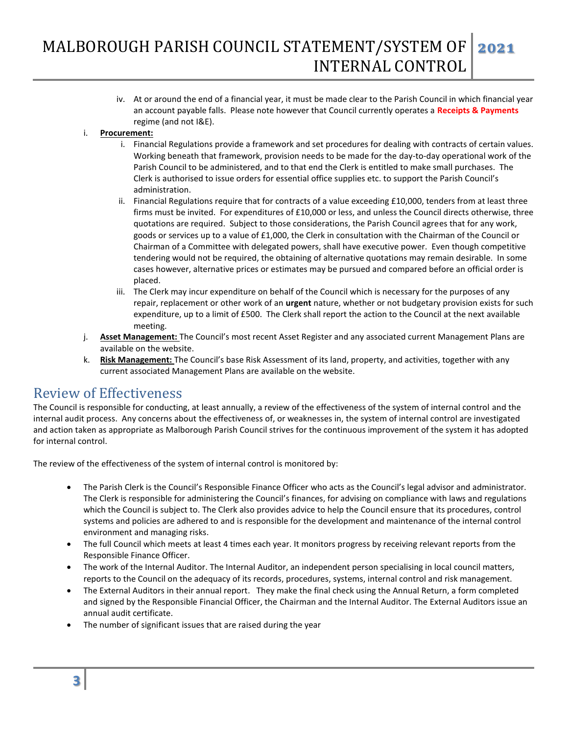iv. At or around the end of a financial year, it must be made clear to the Parish Council in which financial year an account payable falls. Please note however that Council currently operates a **Receipts & Payments** regime (and not I&E).

i. **Procurement:**

   i. Financial Regulations provide a framework and set procedures for dealing with contracts of certain values. Working beneath that framework, provision needs to be made for the day-to-day operational work of the Parish Council to be administered, and to that end the Clerk is entitled to make small purchases. The Clerk is authorised to issue orders for essential office supplies etc. to support the Parish Council's administration.

   ii. Financial Regulations require that for contracts of a value exceeding £10,000, tenders from at least three firms must be invited. For expenditures of £10,000 or less, and unless the Council directs otherwise, three quotations are required. Subject to those considerations, the Parish Council agrees that for any work, goods or services up to a value of £1,000, the Clerk in consultation with the Chairman of the Council or Chairman of a Committee with delegated powers, shall have executive power. Even though competitive tendering would not be required, the obtaining of alternative quotations may remain desirable. In some cases however, alternative prices or estimates may be pursued and compared before an official order is placed.

   iii. The Clerk may incur expenditure on behalf of the Council which is necessary for the purposes of any repair, replacement or other work of an **urgent** nature, whether or not budgetary provision exists for such expenditure, up to a limit of £500. The Clerk shall report the action to the Council at the next available meeting.

j. **Asset Management:** The Council's most recent Asset Register and any associated current Management Plans are available on the website.

k. **Risk Management:** The Council's base Risk Assessment of its land, property, and activities, together with any current associated Management Plans are available on the website.

## Review of Effectiveness

The Council is responsible for conducting, at least annually, a review of the effectiveness of the system of internal control and the internal audit process. Any concerns about the effectiveness of, or weaknesses in, the system of internal control are investigated and action taken as appropriate as Malborough Parish Council strives for the continuous improvement of the system it has adopted for internal control.

The review of the effectiveness of the system of internal control is monitored by:

- The Parish Clerk is the Council's Responsible Finance Officer who acts as the Council's legal advisor and administrator. The Clerk is responsible for administering the Council's finances, for advising on compliance with laws and regulations which the Council is subject to. The Clerk also provides advice to help the Council ensure that its procedures, control systems and policies are adhered to and is responsible for the development and maintenance of the internal control environment and managing risks.
- The full Council which meets at least 4 times each year. It monitors progress by receiving relevant reports from the Responsible Finance Officer.
- The work of the Internal Auditor. The Internal Auditor, an independent person specialising in local council matters, reports to the Council on the adequacy of its records, procedures, systems, internal control and risk management.
- The External Auditors in their annual report. They make the final check using the Annual Return, a form completed and signed by the Responsible Financial Officer, the Chairman and the Internal Auditor. The External Auditors issue an annual audit certificate.
- The number of significant issues that are raised during the year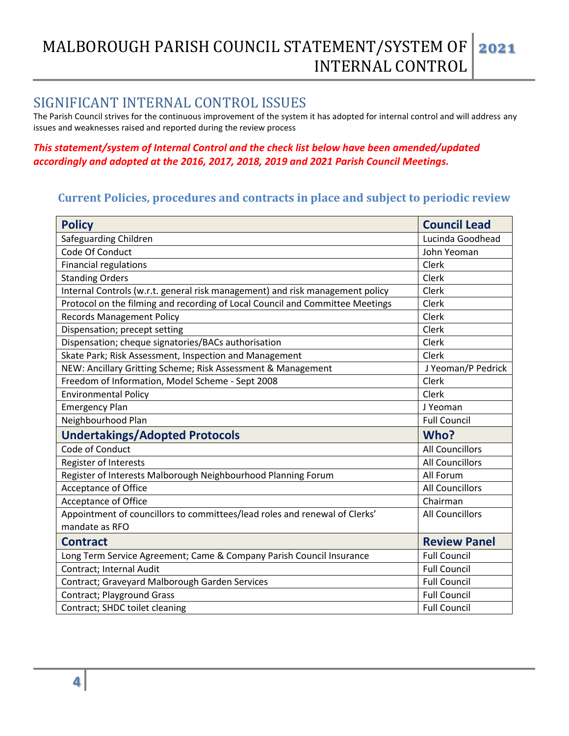## SIGNIFICANT INTERNAL CONTROL ISSUES

The Parish Council strives for the continuous improvement of the system it has adopted for internal control and will address any issues and weaknesses raised and reported during the review process

***This statement/system of Internal Control and the check list below have been amended/updated accordingly and adopted at the 2016, 2017, 2018, 2019 and 2021 Parish Council Meetings.***

### Current Policies, procedures and contracts in place and subject to periodic review

| Policy | Council Lead |
|---|---|
| Safeguarding Children | Lucinda Goodhead |
| Code Of Conduct | John Yeoman |
| Financial regulations | Clerk |
| Standing Orders | Clerk |
| Internal Controls (w.r.t. general risk management) and risk management policy | Clerk |
| Protocol on the filming and recording of Local Council and Committee Meetings | Clerk |
| Records Management Policy | Clerk |
| Dispensation; precept setting | Clerk |
| Dispensation; cheque signatories/BACs authorisation | Clerk |
| Skate Park; Risk Assessment, Inspection and Management | Clerk |
| NEW: Ancillary Gritting Scheme; Risk Assessment & Management | J Yeoman/P Pedrick |
| Freedom of Information, Model Scheme - Sept 2008 | Clerk |
| Environmental Policy | Clerk |
| Emergency Plan | J Yeoman |
| Neighbourhood Plan | Full Council |
| **Undertakings/Adopted Protocols** | **Who?** |
| Code of Conduct | All Councillors |
| Register of Interests | All Councillors |
| Register of Interests Malborough Neighbourhood Planning Forum | All Forum |
| Acceptance of Office | All Councillors |
| Acceptance of Office | Chairman |
| Appointment of councillors to committees/lead roles and renewal of Clerks' mandate as RFO | All Councillors |
| **Contract** | **Review Panel** |
| Long Term Service Agreement; Came & Company Parish Council Insurance | Full Council |
| Contract; Internal Audit | Full Council |
| Contract; Graveyard Malborough Garden Services | Full Council |
| Contract; Playground Grass | Full Council |
| Contract; SHDC toilet cleaning | Full Council |